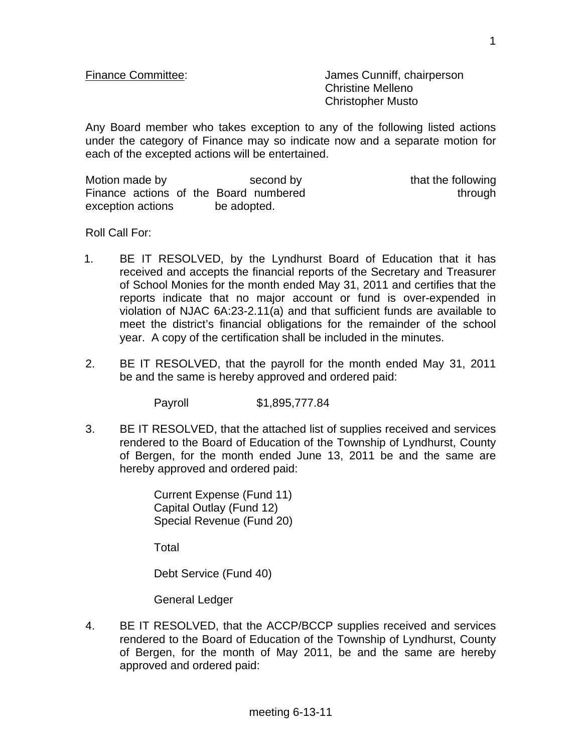Finance Committee: James Cunniff, chairperson
Christine Melleno
Christopher Musto

Any Board member who takes exception to any of the following listed actions under the category of Finance may so indicate now and a separate motion for each of the excepted actions will be entertained.

Motion made by second by that the following Finance actions of the Board numbered through exception actions be adopted.

Roll Call For:

1. BE IT RESOLVED, by the Lyndhurst Board of Education that it has received and accepts the financial reports of the Secretary and Treasurer of School Monies for the month ended May 31, 2011 and certifies that the reports indicate that no major account or fund is over-expended in violation of NJAC 6A:23-2.11(a) and that sufficient funds are available to meet the district's financial obligations for the remainder of the school year. A copy of the certification shall be included in the minutes.

2. BE IT RESOLVED, that the payroll for the month ended May 31, 2011 be and the same is hereby approved and ordered paid:

   Payroll $1,895,777.84

3. BE IT RESOLVED, that the attached list of supplies received and services rendered to the Board of Education of the Township of Lyndhurst, County of Bergen, for the month ended June 13, 2011 be and the same are hereby approved and ordered paid:

   Current Expense (Fund 11)
   Capital Outlay (Fund 12)
   Special Revenue (Fund 20)

   Total

   Debt Service (Fund 40)

   General Ledger

4. BE IT RESOLVED, that the ACCP/BCCP supplies received and services rendered to the Board of Education of the Township of Lyndhurst, County of Bergen, for the month of May 2011, be and the same are hereby approved and ordered paid:

meeting 6-13-11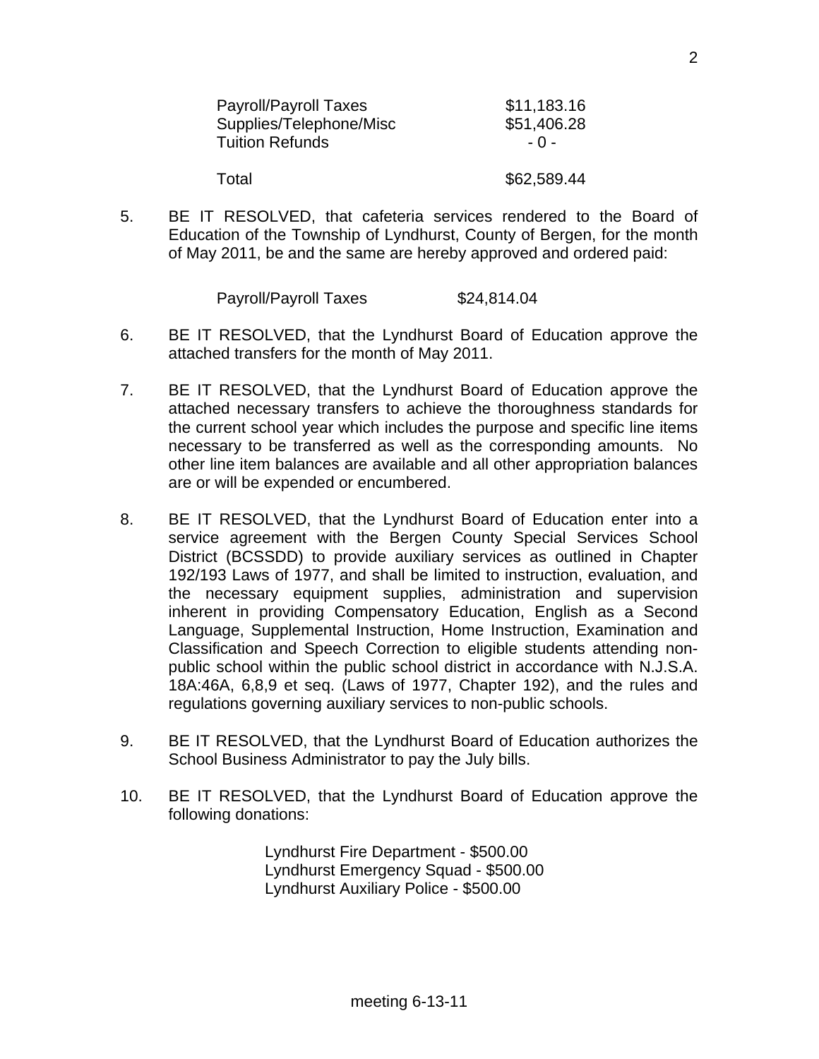| | |
|---|---|
| Payroll/Payroll Taxes | $11,183.16 |
| Supplies/Telephone/Misc | $51,406.28 |
| Tuition Refunds | - 0 - |
| Total | $62,589.44 |

5. BE IT RESOLVED, that cafeteria services rendered to the Board of Education of the Township of Lyndhurst, County of Bergen, for the month of May 2011, be and the same are hereby approved and ordered paid:

   Payroll/Payroll Taxes $24,814.04

6. BE IT RESOLVED, that the Lyndhurst Board of Education approve the attached transfers for the month of May 2011.

7. BE IT RESOLVED, that the Lyndhurst Board of Education approve the attached necessary transfers to achieve the thoroughness standards for the current school year which includes the purpose and specific line items necessary to be transferred as well as the corresponding amounts. No other line item balances are available and all other appropriation balances are or will be expended or encumbered.

8. BE IT RESOLVED, that the Lyndhurst Board of Education enter into a service agreement with the Bergen County Special Services School District (BCSSDD) to provide auxiliary services as outlined in Chapter 192/193 Laws of 1977, and shall be limited to instruction, evaluation, and the necessary equipment supplies, administration and supervision inherent in providing Compensatory Education, English as a Second Language, Supplemental Instruction, Home Instruction, Examination and Classification and Speech Correction to eligible students attending non-public school within the public school district in accordance with N.J.S.A. 18A:46A, 6,8,9 et seq. (Laws of 1977, Chapter 192), and the rules and regulations governing auxiliary services to non-public schools.

9. BE IT RESOLVED, that the Lyndhurst Board of Education authorizes the School Business Administrator to pay the July bills.

10. BE IT RESOLVED, that the Lyndhurst Board of Education approve the following donations:

    Lyndhurst Fire Department - $500.00
    Lyndhurst Emergency Squad - $500.00
    Lyndhurst Auxiliary Police - $500.00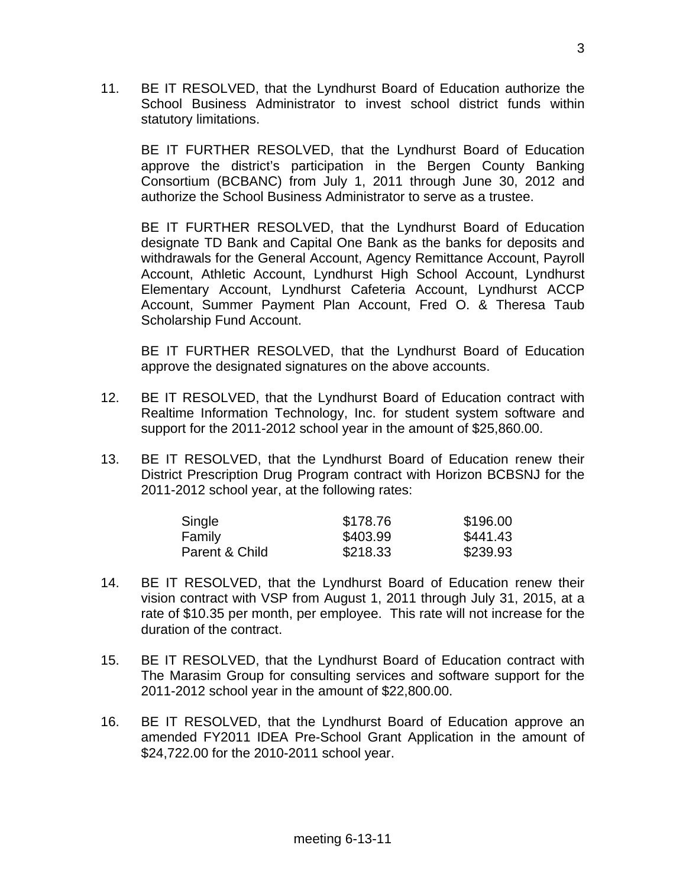11. BE IT RESOLVED, that the Lyndhurst Board of Education authorize the School Business Administrator to invest school district funds within statutory limitations.

    BE IT FURTHER RESOLVED, that the Lyndhurst Board of Education approve the district's participation in the Bergen County Banking Consortium (BCBANC) from July 1, 2011 through June 30, 2012 and authorize the School Business Administrator to serve as a trustee.

    BE IT FURTHER RESOLVED, that the Lyndhurst Board of Education designate TD Bank and Capital One Bank as the banks for deposits and withdrawals for the General Account, Agency Remittance Account, Payroll Account, Athletic Account, Lyndhurst High School Account, Lyndhurst Elementary Account, Lyndhurst Cafeteria Account, Lyndhurst ACCP Account, Summer Payment Plan Account, Fred O. & Theresa Taub Scholarship Fund Account.

    BE IT FURTHER RESOLVED, that the Lyndhurst Board of Education approve the designated signatures on the above accounts.

12. BE IT RESOLVED, that the Lyndhurst Board of Education contract with Realtime Information Technology, Inc. for student system software and support for the 2011-2012 school year in the amount of $25,860.00.

13. BE IT RESOLVED, that the Lyndhurst Board of Education renew their District Prescription Drug Program contract with Horizon BCBSNJ for the 2011-2012 school year, at the following rates:

| | | |
|---|---|---|
| Single | $178.76 | $196.00 |
| Family | $403.99 | $441.43 |
| Parent & Child | $218.33 | $239.93 |

14. BE IT RESOLVED, that the Lyndhurst Board of Education renew their vision contract with VSP from August 1, 2011 through July 31, 2015, at a rate of $10.35 per month, per employee. This rate will not increase for the duration of the contract.

15. BE IT RESOLVED, that the Lyndhurst Board of Education contract with The Marasim Group for consulting services and software support for the 2011-2012 school year in the amount of $22,800.00.

16. BE IT RESOLVED, that the Lyndhurst Board of Education approve an amended FY2011 IDEA Pre-School Grant Application in the amount of $24,722.00 for the 2010-2011 school year.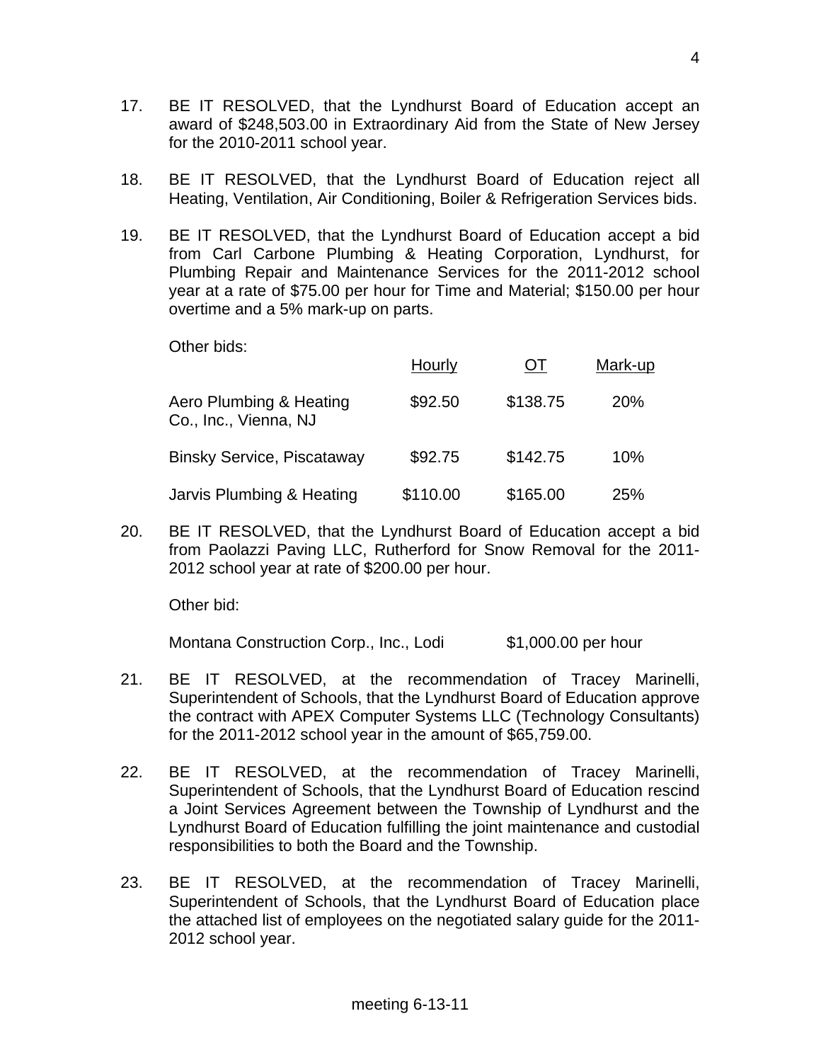17. BE IT RESOLVED, that the Lyndhurst Board of Education accept an award of $248,503.00 in Extraordinary Aid from the State of New Jersey for the 2010-2011 school year.

18. BE IT RESOLVED, that the Lyndhurst Board of Education reject all Heating, Ventilation, Air Conditioning, Boiler & Refrigeration Services bids.

19. BE IT RESOLVED, that the Lyndhurst Board of Education accept a bid from Carl Carbone Plumbing & Heating Corporation, Lyndhurst, for Plumbing Repair and Maintenance Services for the 2011-2012 school year at a rate of $75.00 per hour for Time and Material; $150.00 per hour overtime and a 5% mark-up on parts.

    Other bids:

| | Hourly | OT | Mark-up |
|---|---|---|---|
| Aero Plumbing & Heating Co., Inc., Vienna, NJ | $92.50 | $138.75 | 20% |
| Binsky Service, Piscataway | $92.75 | $142.75 | 10% |
| Jarvis Plumbing & Heating | $110.00 | $165.00 | 25% |

20. BE IT RESOLVED, that the Lyndhurst Board of Education accept a bid from Paolazzi Paving LLC, Rutherford for Snow Removal for the 2011-2012 school year at rate of $200.00 per hour.

    Other bid:

    Montana Construction Corp., Inc., Lodi $1,000.00 per hour

21. BE IT RESOLVED, at the recommendation of Tracey Marinelli, Superintendent of Schools, that the Lyndhurst Board of Education approve the contract with APEX Computer Systems LLC (Technology Consultants) for the 2011-2012 school year in the amount of $65,759.00.

22. BE IT RESOLVED, at the recommendation of Tracey Marinelli, Superintendent of Schools, that the Lyndhurst Board of Education rescind a Joint Services Agreement between the Township of Lyndhurst and the Lyndhurst Board of Education fulfilling the joint maintenance and custodial responsibilities to both the Board and the Township.

23. BE IT RESOLVED, at the recommendation of Tracey Marinelli, Superintendent of Schools, that the Lyndhurst Board of Education place the attached list of employees on the negotiated salary guide for the 2011-2012 school year.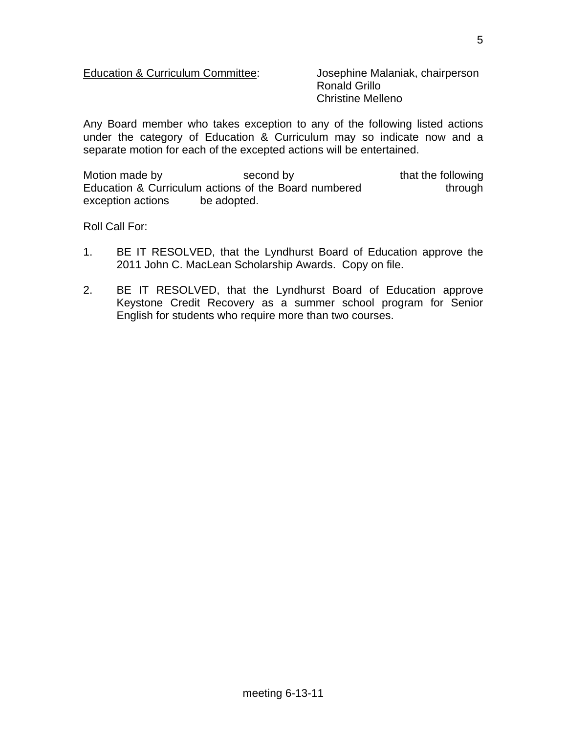<u>Education & Curriculum Committee</u>: Josephine Malaniak, chairperson
Ronald Grillo
Christine Melleno

Any Board member who takes exception to any of the following listed actions under the category of Education & Curriculum may so indicate now and a separate motion for each of the excepted actions will be entertained.

Motion made by second by that the following Education & Curriculum actions of the Board numbered through exception actions be adopted.

Roll Call For:

1. BE IT RESOLVED, that the Lyndhurst Board of Education approve the 2011 John C. MacLean Scholarship Awards. Copy on file.

2. BE IT RESOLVED, that the Lyndhurst Board of Education approve Keystone Credit Recovery as a summer school program for Senior English for students who require more than two courses.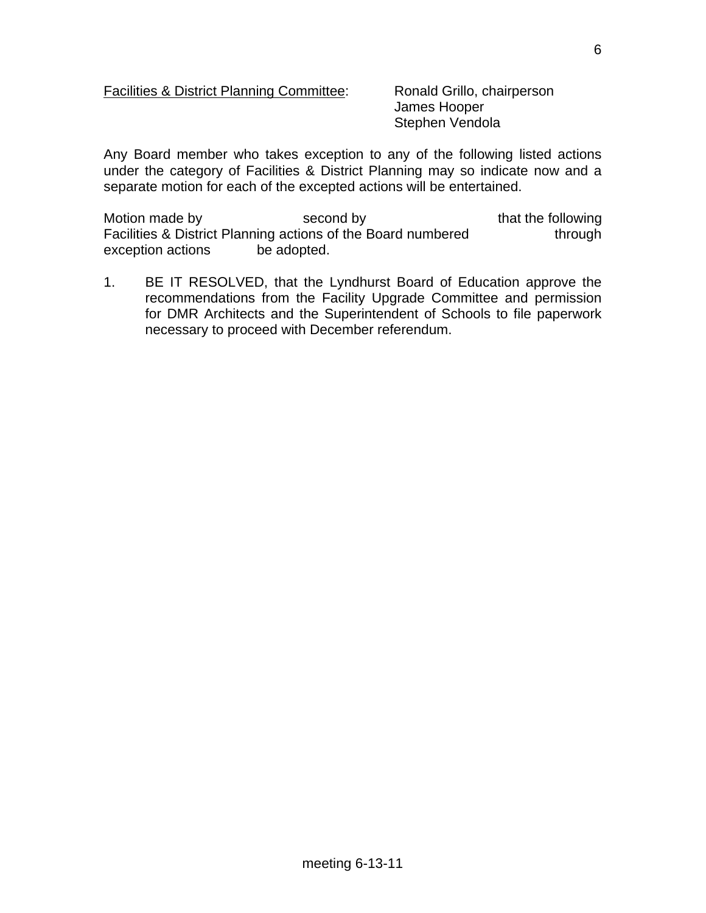<u>Facilities & District Planning Committee</u>: Ronald Grillo, chairperson
James Hooper
Stephen Vendola

Any Board member who takes exception to any of the following listed actions under the category of Facilities & District Planning may so indicate now and a separate motion for each of the excepted actions will be entertained.

Motion made by                    second by                    that the following Facilities & District Planning actions of the Board numbered            through            exception actions            be adopted.

1. BE IT RESOLVED, that the Lyndhurst Board of Education approve the recommendations from the Facility Upgrade Committee and permission for DMR Architects and the Superintendent of Schools to file paperwork necessary to proceed with December referendum.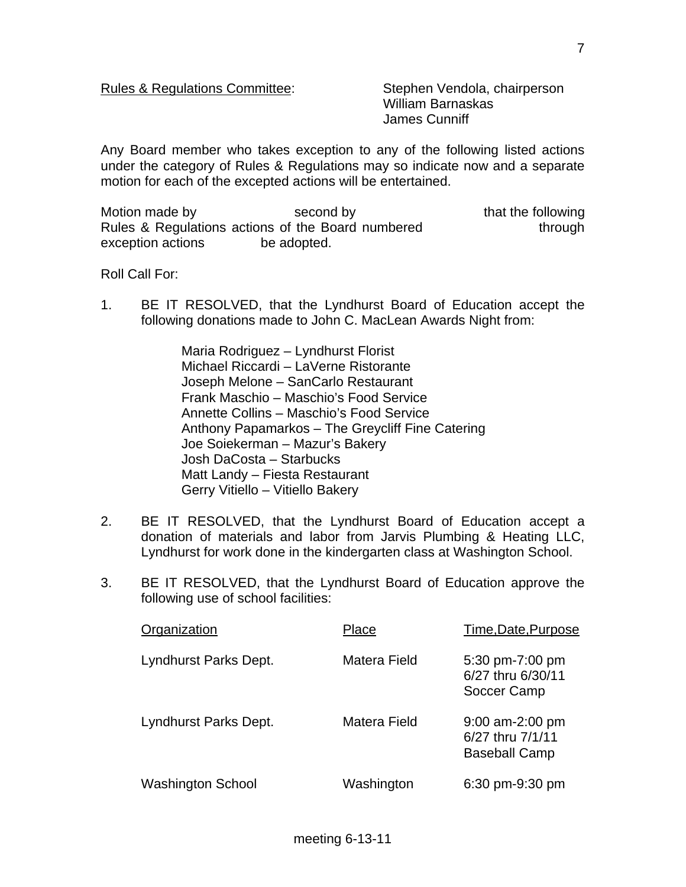Rules & Regulations Committee: Stephen Vendola, chairperson
William Barnaskas
James Cunniff

Any Board member who takes exception to any of the following listed actions under the category of Rules & Regulations may so indicate now and a separate motion for each of the excepted actions will be entertained.

Motion made by second by that the following Rules & Regulations actions of the Board numbered through exception actions be adopted.

Roll Call For:

1. BE IT RESOLVED, that the Lyndhurst Board of Education accept the following donations made to John C. MacLean Awards Night from:

   Maria Rodriguez – Lyndhurst Florist
   Michael Riccardi – LaVerne Ristorante
   Joseph Melone – SanCarlo Restaurant
   Frank Maschio – Maschio's Food Service
   Annette Collins – Maschio's Food Service
   Anthony Papamarkos – The Greycliff Fine Catering
   Joe Soiekerman – Mazur's Bakery
   Josh DaCosta – Starbucks
   Matt Landy – Fiesta Restaurant
   Gerry Vitiello – Vitiello Bakery

2. BE IT RESOLVED, that the Lyndhurst Board of Education accept a donation of materials and labor from Jarvis Plumbing & Heating LLC, Lyndhurst for work done in the kindergarten class at Washington School.

3. BE IT RESOLVED, that the Lyndhurst Board of Education approve the following use of school facilities:

| Organization | Place | Time,Date,Purpose |
|---|---|---|
| Lyndhurst Parks Dept. | Matera Field | 5:30 pm-7:00 pm 6/27 thru 6/30/11 Soccer Camp |
| Lyndhurst Parks Dept. | Matera Field | 9:00 am-2:00 pm 6/27 thru 7/1/11 Baseball Camp |
| Washington School | Washington | 6:30 pm-9:30 pm |

meeting 6-13-11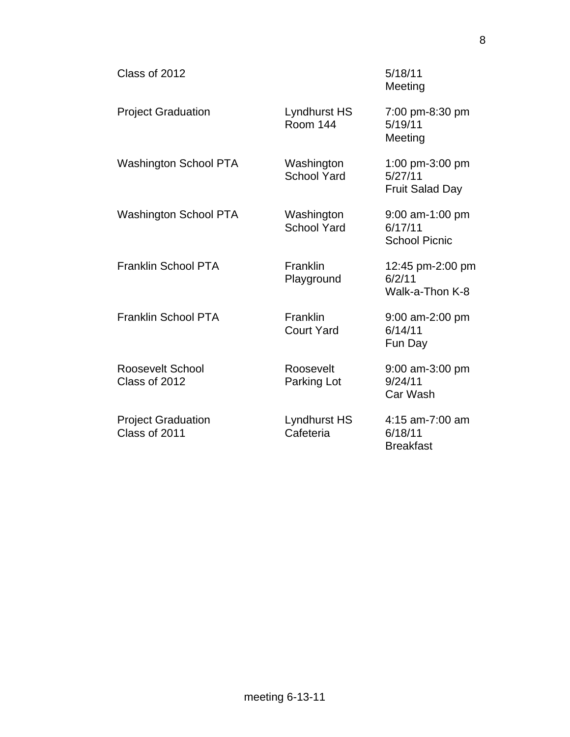| | | |
|---|---|---|
| Class of 2012 | | 5/18/11<br>Meeting |
| Project Graduation | Lyndhurst HS<br>Room 144 | 7:00 pm-8:30 pm<br>5/19/11<br>Meeting |
| Washington School PTA | Washington<br>School Yard | 1:00 pm-3:00 pm<br>5/27/11<br>Fruit Salad Day |
| Washington School PTA | Washington<br>School Yard | 9:00 am-1:00 pm<br>6/17/11<br>School Picnic |
| Franklin School PTA | Franklin<br>Playground | 12:45 pm-2:00 pm<br>6/2/11<br>Walk-a-Thon K-8 |
| Franklin School PTA | Franklin<br>Court Yard | 9:00 am-2:00 pm<br>6/14/11<br>Fun Day |
| Roosevelt School<br>Class of 2012 | Roosevelt<br>Parking Lot | 9:00 am-3:00 pm<br>9/24/11<br>Car Wash |
| Project Graduation<br>Class of 2011 | Lyndhurst HS<br>Cafeteria | 4:15 am-7:00 am<br>6/18/11<br>Breakfast |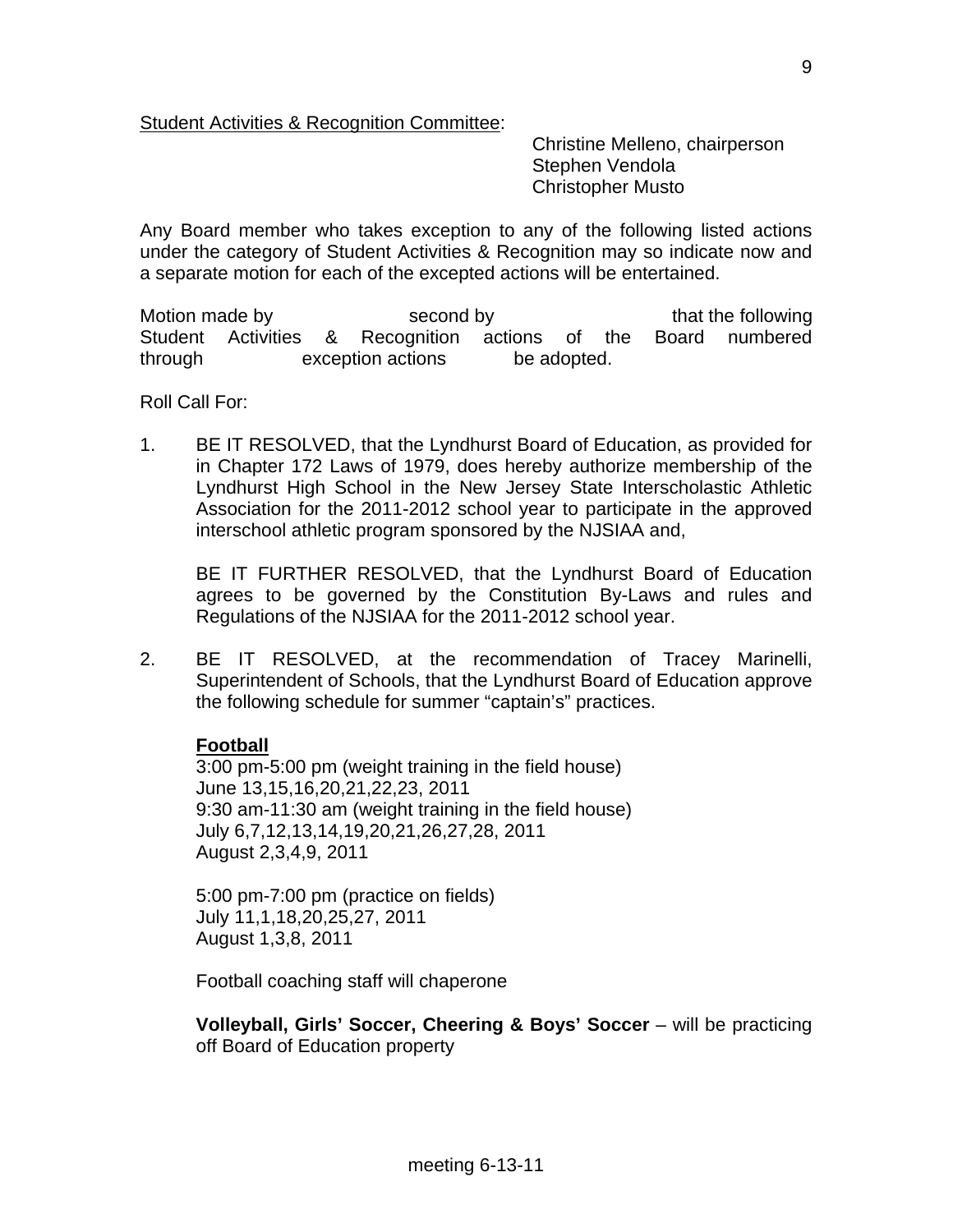Student Activities & Recognition Committee:

Christine Melleno, chairperson
Stephen Vendola
Christopher Musto

Any Board member who takes exception to any of the following listed actions under the category of Student Activities & Recognition may so indicate now and a separate motion for each of the excepted actions will be entertained.

Motion made by                second by                that the following Student Activities & Recognition actions of the Board numbered through          exception actions          be adopted.

Roll Call For:

1. BE IT RESOLVED, that the Lyndhurst Board of Education, as provided for in Chapter 172 Laws of 1979, does hereby authorize membership of the Lyndhurst High School in the New Jersey State Interscholastic Athletic Association for the 2011-2012 school year to participate in the approved interschool athletic program sponsored by the NJSIAA and,

   BE IT FURTHER RESOLVED, that the Lyndhurst Board of Education agrees to be governed by the Constitution By-Laws and rules and Regulations of the NJSIAA for the 2011-2012 school year.

2. BE IT RESOLVED, at the recommendation of Tracey Marinelli, Superintendent of Schools, that the Lyndhurst Board of Education approve the following schedule for summer "captain's" practices.

   **Football**
   3:00 pm-5:00 pm (weight training in the field house)
   June 13,15,16,20,21,22,23, 2011
   9:30 am-11:30 am (weight training in the field house)
   July 6,7,12,13,14,19,20,21,26,27,28, 2011
   August 2,3,4,9, 2011

   5:00 pm-7:00 pm (practice on fields)
   July 11,1,18,20,25,27, 2011
   August 1,3,8, 2011

   Football coaching staff will chaperone

   **Volleyball, Girls' Soccer, Cheering & Boys' Soccer** – will be practicing off Board of Education property

meeting 6-13-11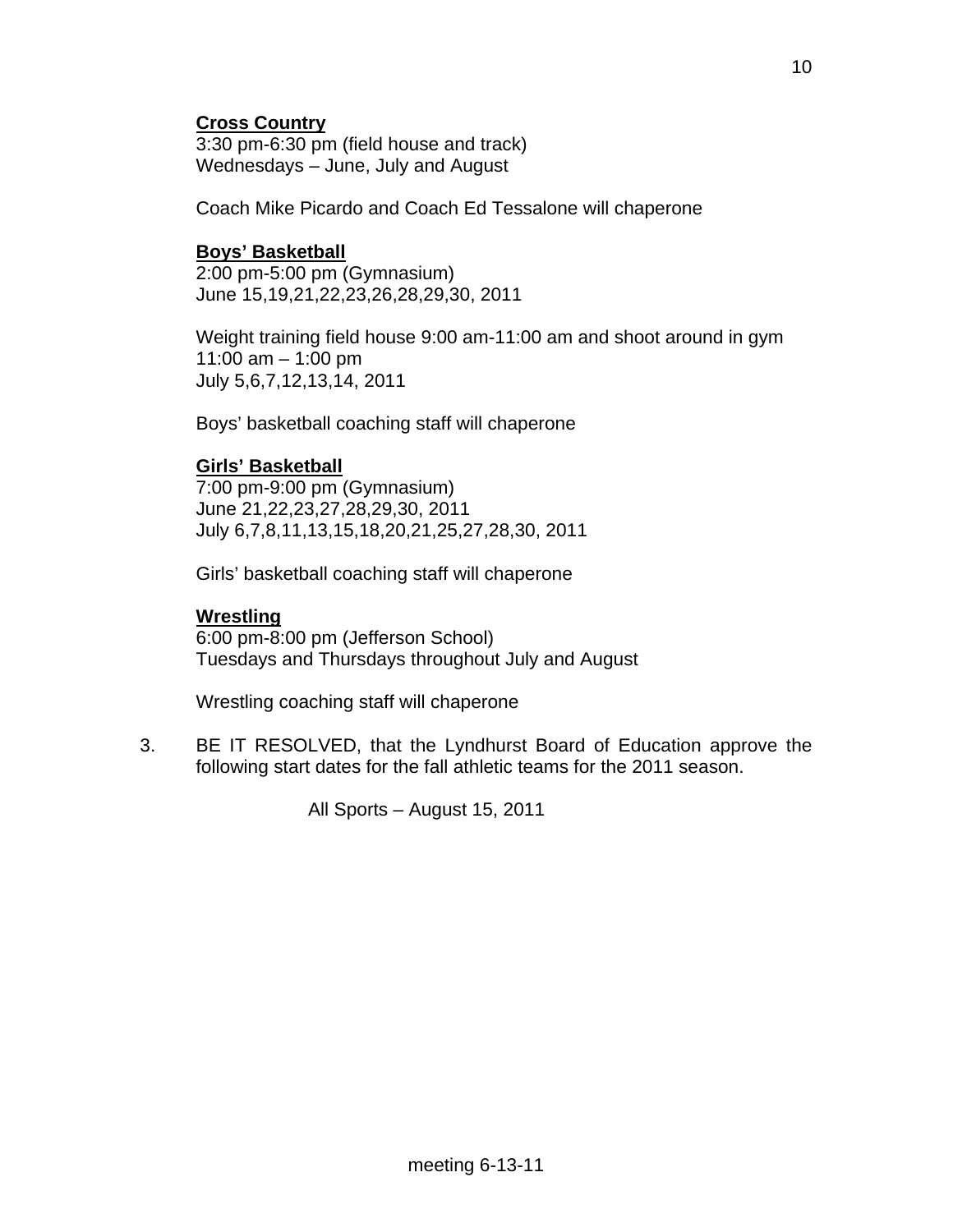**Cross Country**
3:30 pm-6:30 pm (field house and track)
Wednesdays – June, July and August

Coach Mike Picardo and Coach Ed Tessalone will chaperone

**Boys' Basketball**
2:00 pm-5:00 pm (Gymnasium)
June 15,19,21,22,23,26,28,29,30, 2011

Weight training field house 9:00 am-11:00 am and shoot around in gym 11:00 am – 1:00 pm
July 5,6,7,12,13,14, 2011

Boys' basketball coaching staff will chaperone

**Girls' Basketball**
7:00 pm-9:00 pm (Gymnasium)
June 21,22,23,27,28,29,30, 2011
July 6,7,8,11,13,15,18,20,21,25,27,28,30, 2011

Girls' basketball coaching staff will chaperone

**Wrestling**
6:00 pm-8:00 pm (Jefferson School)
Tuesdays and Thursdays throughout July and August

Wrestling coaching staff will chaperone

3. BE IT RESOLVED, that the Lyndhurst Board of Education approve the following start dates for the fall athletic teams for the 2011 season.

   All Sports – August 15, 2011